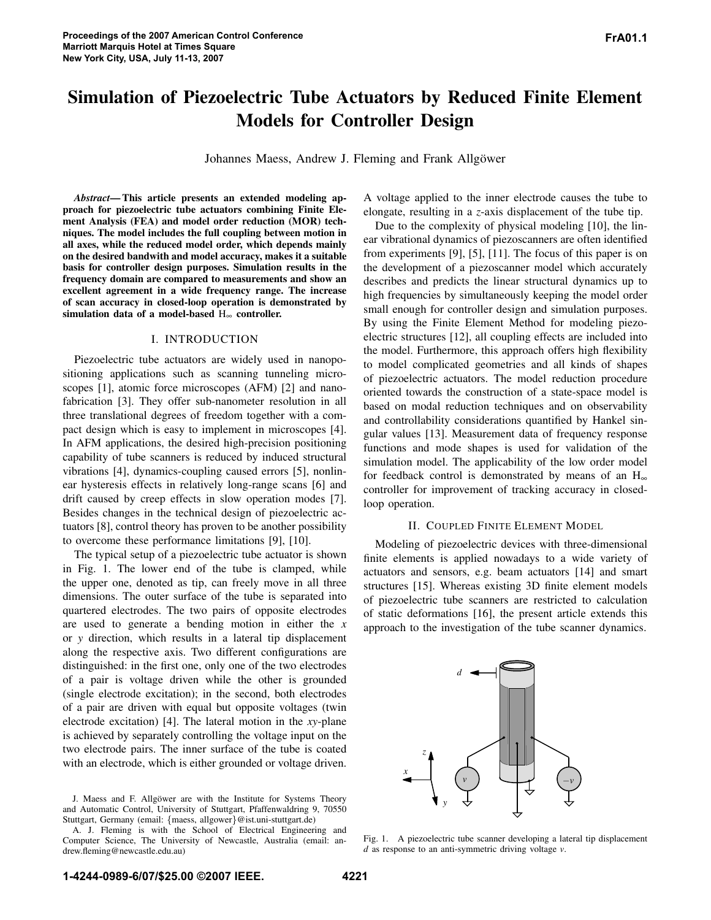# Simulation of Piezoelectric Tube Actuators by Reduced Finite Element Models for Controller Design

Johannes Maess, Andrew J. Fleming and Frank Allgöwer

***Abstract*— This article presents an extended modeling approach for piezoelectric tube actuators combining Finite Element Analysis (FEA) and model order reduction (MOR) techniques. The model includes the full coupling between motion in all axes, while the reduced model order, which depends mainly on the desired bandwith and model accuracy, makes it a suitable basis for controller design purposes. Simulation results in the frequency domain are compared to measurements and show an excellent agreement in a wide frequency range. The increase of scan accuracy in closed-loop operation is demonstrated by simulation data of a model-based $H_\infty$ controller.**

## I. INTRODUCTION

Piezoelectric tube actuators are widely used in nanopositioning applications such as scanning tunneling microscopes [1], atomic force microscopes (AFM) [2] and nanofabrication [3]. They offer sub-nanometer resolution in all three translational degrees of freedom together with a compact design which is easy to implement in microscopes [4]. In AFM applications, the desired high-precision positioning capability of tube scanners is reduced by induced structural vibrations [4], dynamics-coupling caused errors [5], nonlinear hysteresis effects in relatively long-range scans [6] and drift caused by creep effects in slow operation modes [7]. Besides changes in the technical design of piezoelectric actuators [8], control theory has proven to be another possibility to overcome these performance limitations [9], [10].

The typical setup of a piezoelectric tube actuator is shown in Fig. 1. The lower end of the tube is clamped, while the upper one, denoted as tip, can freely move in all three dimensions. The outer surface of the tube is separated into quartered electrodes. The two pairs of opposite electrodes are used to generate a bending motion in either the *x* or *y* direction, which results in a lateral tip displacement along the respective axis. Two different configurations are distinguished: in the first one, only one of the two electrodes of a pair is voltage driven while the other is grounded (single electrode excitation); in the second, both electrodes of a pair are driven with equal but opposite voltages (twin electrode excitation) [4]. The lateral motion in the *xy*-plane is achieved by separately controlling the voltage input on the two electrode pairs. The inner surface of the tube is coated with an electrode, which is either grounded or voltage driven. A voltage applied to the inner electrode causes the tube to elongate, resulting in a *z*-axis displacement of the tube tip.

Due to the complexity of physical modeling [10], the linear vibrational dynamics of piezoscanners are often identified from experiments [9], [5], [11]. The focus of this paper is on the development of a piezoscanner model which accurately describes and predicts the linear structural dynamics up to high frequencies by simultaneously keeping the model order small enough for controller design and simulation purposes. By using the Finite Element Method for modeling piezoelectric structures [12], all coupling effects are included into the model. Furthermore, this approach offers high flexibility to model complicated geometries and all kinds of shapes of piezoelectric actuators. The model reduction procedure oriented towards the construction of a state-space model is based on modal reduction techniques and on observability and controllability considerations quantified by Hankel singular values [13]. Measurement data of frequency response functions and mode shapes is used for validation of the simulation model. The applicability of the low order model for feedback control is demonstrated by means of an $H_\infty$ controller for improvement of tracking accuracy in closed-loop operation.

## II. COUPLED FINITE ELEMENT MODEL

Modeling of piezoelectric devices with three-dimensional finite elements is applied nowadays to a wide variety of actuators and sensors, e.g. beam actuators [14] and smart structures [15]. Whereas existing 3D finite element models of piezoelectric tube scanners are restricted to calculation of static deformations [16], the present article extends this approach to the investigation of the tube scanner dynamics.

Fig. 1. A piezoelectric tube scanner developing a lateral tip displacement $d$ as response to an anti-symmetric driving voltage $v$.

J. Maess and F. Allgöwer are with the Institute for Systems Theory and Automatic Control, University of Stuttgart, Pfaffenwaldring 9, 70550 Stuttgart, Germany (email: {maess, allgower}@ist.uni-stuttgart.de)

A. J. Fleming is with the School of Electrical Engineering and Computer Science, The University of Newcastle, Australia (email: andrew.fleming@newcastle.edu.au)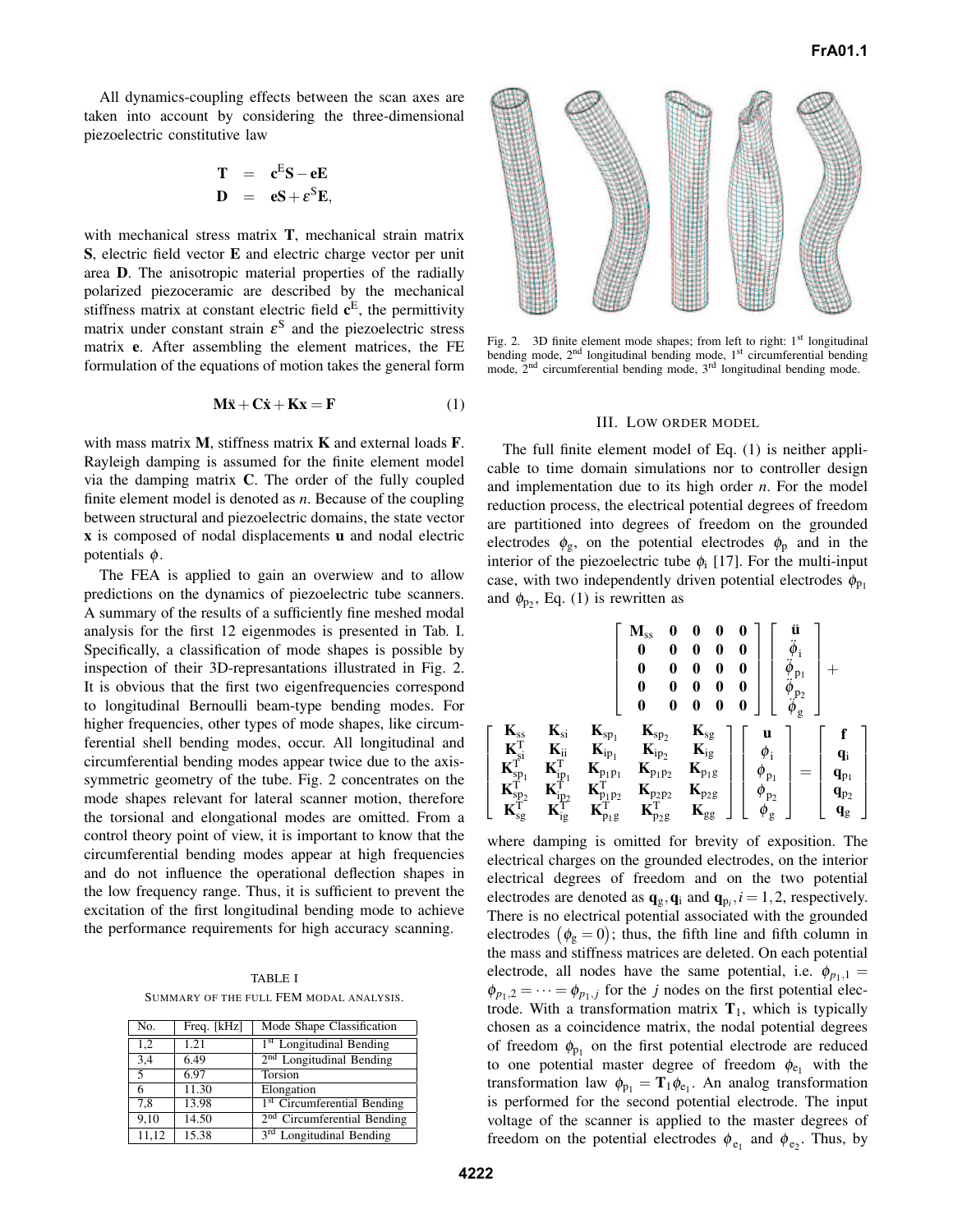All dynamics-coupling effects between the scan axes are taken into account by considering the three-dimensional piezoelectric constitutive law

$$\begin{aligned} \mathbf{T} &= \mathbf{c}^{\mathrm{E}}\mathbf{S} - \mathbf{e}\mathbf{E} \\ \mathbf{D} &= \mathbf{e}\mathbf{S} + \varepsilon^{\mathrm{S}}\mathbf{E}, \end{aligned}$$

with mechanical stress matrix $\mathbf{T}$, mechanical strain matrix $\mathbf{S}$, electric field vector $\mathbf{E}$ and electric charge vector per unit area $\mathbf{D}$. The anisotropic material properties of the radially polarized piezoceramic are described by the mechanical stiffness matrix at constant electric field $\mathbf{c}^{\mathrm{E}}$, the permittivity matrix under constant strain $\varepsilon^{\mathrm{S}}$ and the piezoelectric stress matrix $\mathbf{e}$. After assembling the element matrices, the FE formulation of the equations of motion takes the general form

$$\mathbf{M}\ddot{\mathbf{x}} + \mathbf{C}\dot{\mathbf{x}} + \mathbf{K}\mathbf{x} = \mathbf{F} \tag{1}$$

with mass matrix $\mathbf{M}$, stiffness matrix $\mathbf{K}$ and external loads $\mathbf{F}$. Rayleigh damping is assumed for the finite element model via the damping matrix $\mathbf{C}$. The order of the fully coupled finite element model is denoted as $n$. Because of the coupling between structural and piezoelectric domains, the state vector $\mathbf{x}$ is composed of nodal displacements $\mathbf{u}$ and nodal electric potentials $\phi$.

The FEA is applied to gain an overwiew and to allow predictions on the dynamics of piezoelectric tube scanners. A summary of the results of a sufficiently fine meshed modal analysis for the first 12 eigenmodes is presented in Tab. I. Specifically, a classification of mode shapes is possible by inspection of their 3D-represantations illustrated in Fig. 2. It is obvious that the first two eigenfrequencies correspond to longitudinal Bernoulli beam-type bending modes. For higher frequencies, other types of mode shapes, like circumferential shell bending modes, occur. All longitudinal and circumferential bending modes appear twice due to the axis-symmetric geometry of the tube. Fig. 2 concentrates on the mode shapes relevant for lateral scanner motion, therefore the torsional and elongational modes are omitted. From a control theory point of view, it is important to know that the circumferential bending modes appear at high frequencies and do not influence the operational deflection shapes in the low frequency range. Thus, it is sufficient to prevent the excitation of the first longitudinal bending mode to achieve the performance requirements for high accuracy scanning.

TABLE I

SUMMARY OF THE FULL FEM MODAL ANALYSIS.

| No. | Freq. [kHz] | Mode Shape Classification |
|---|---|---|
| 1,2 | 1.21 | 1st Longitudinal Bending |
| 3,4 | 6.49 | 2nd Longitudinal Bending |
| 5 | 6.97 | Torsion |
| 6 | 11.30 | Elongation |
| 7,8 | 13.98 | 1st Circumferential Bending |
| 9,10 | 14.50 | 2nd Circumferential Bending |
| 11,12 | 15.38 | 3rd Longitudinal Bending |

Fig. 2. 3D finite element mode shapes; from left to right: 1st longitudinal bending mode, 2nd longitudinal bending mode, 1st circumferential bending mode, 2nd circumferential bending mode, 3rd longitudinal bending mode.

## III. Low order model

The full finite element model of Eq. (1) is neither applicable to time domain simulations nor to controller design and implementation due to its high order $n$. For the model reduction process, the electrical potential degrees of freedom are partitioned into degrees of freedom on the grounded electrodes $\phi_{\mathrm{g}}$, on the potential electrodes $\phi_{\mathrm{p}}$ and in the interior of the piezoelectric tube $\phi_{\mathrm{i}}$ [17]. For the multi-input case, with two independently driven potential electrodes $\phi_{\mathrm{p}_1}$ and $\phi_{\mathrm{p}_2}$, Eq. (1) is rewritten as

$$\begin{bmatrix} \mathbf{M}_{\mathrm{ss}} & \mathbf{0} & \mathbf{0} & \mathbf{0} & \mathbf{0} \\ \mathbf{0} & \mathbf{0} & \mathbf{0} & \mathbf{0} & \mathbf{0} \\ \mathbf{0} & \mathbf{0} & \mathbf{0} & \mathbf{0} & \mathbf{0} \\ \mathbf{0} & \mathbf{0} & \mathbf{0} & \mathbf{0} & \mathbf{0} \\ \mathbf{0} & \mathbf{0} & \mathbf{0} & \mathbf{0} & \mathbf{0} \end{bmatrix} \begin{bmatrix} \ddot{\mathbf{u}} \\ \ddot{\phi}_{\mathrm{i}} \\ \ddot{\phi}_{\mathrm{p}_1} \\ \ddot{\phi}_{\mathrm{p}_2} \\ \ddot{\phi}_{\mathrm{g}} \end{bmatrix} +$$

$$\begin{bmatrix} \mathbf{K}_{\mathrm{ss}} & \mathbf{K}_{\mathrm{si}} & \mathbf{K}_{\mathrm{sp}_1} & \mathbf{K}_{\mathrm{sp}_2} & \mathbf{K}_{\mathrm{sg}} \\ \mathbf{K}_{\mathrm{si}}^{\mathrm{T}} & \mathbf{K}_{\mathrm{ii}} & \mathbf{K}_{\mathrm{ip}_1} & \mathbf{K}_{\mathrm{ip}_2} & \mathbf{K}_{\mathrm{ig}} \\ \mathbf{K}_{\mathrm{sp}_1}^{\mathrm{T}} & \mathbf{K}_{\mathrm{ip}_1}^{\mathrm{T}} & \mathbf{K}_{\mathrm{p}_1\mathrm{p}_1} & \mathbf{K}_{\mathrm{p}_1\mathrm{p}_2} & \mathbf{K}_{\mathrm{p}_1\mathrm{g}} \\ \mathbf{K}_{\mathrm{sp}_2}^{\mathrm{T}} & \mathbf{K}_{\mathrm{ip}_2}^{\mathrm{T}} & \mathbf{K}_{\mathrm{p}_1\mathrm{p}_2}^{\mathrm{T}} & \mathbf{K}_{\mathrm{p}_2\mathrm{p}_2} & \mathbf{K}_{\mathrm{p}_2\mathrm{g}} \\ \mathbf{K}_{\mathrm{sg}}^{\mathrm{T}} & \mathbf{K}_{\mathrm{ig}}^{\mathrm{T}} & \mathbf{K}_{\mathrm{p}_1\mathrm{g}}^{\mathrm{T}} & \mathbf{K}_{\mathrm{p}_2\mathrm{g}}^{\mathrm{T}} & \mathbf{K}_{\mathrm{gg}} \end{bmatrix} \begin{bmatrix} \mathbf{u} \\ \phi_{\mathrm{i}} \\ \phi_{\mathrm{p}_1} \\ \phi_{\mathrm{p}_2} \\ \phi_{\mathrm{g}} \end{bmatrix} = \begin{bmatrix} \mathbf{f} \\ \mathbf{q}_{\mathrm{i}} \\ \mathbf{q}_{\mathrm{p}_1} \\ \mathbf{q}_{\mathrm{p}_2} \\ \mathbf{q}_{\mathrm{g}} \end{bmatrix}$$

where damping is omitted for brevity of exposition. The electrical charges on the grounded electrodes, on the interior electrical degrees of freedom and on the two potential electrodes are denoted as $\mathbf{q}_{\mathrm{g}}, \mathbf{q}_{\mathrm{i}}$ and $\mathbf{q}_{\mathrm{p}_i}, i = 1, 2$, respectively. There is no electrical potential associated with the grounded electrodes $(\phi_{\mathrm{g}} = 0)$; thus, the fifth line and fifth column in the mass and stiffness matrices are deleted. On each potential electrode, all nodes have the same potential, i.e. $\phi_{p_1,1} = \phi_{p_1,2} = \cdots = \phi_{p_1,j}$ for the $j$ nodes on the first potential electrode. With a transformation matrix $\mathbf{T}_1$, which is typically chosen as a coincidence matrix, the nodal potential degrees of freedom $\phi_{\mathrm{p}_1}$ on the first potential electrode are reduced to one potential master degree of freedom $\phi_{\mathrm{e}_1}$ with the transformation law $\phi_{\mathrm{p}_1} = \mathbf{T}_1 \phi_{\mathrm{e}_1}$. An analog transformation is performed for the second potential electrode. The input voltage of the scanner is applied to the master degrees of freedom on the potential electrodes $\phi_{\mathrm{e}_1}$ and $\phi_{\mathrm{e}_2}$. Thus, by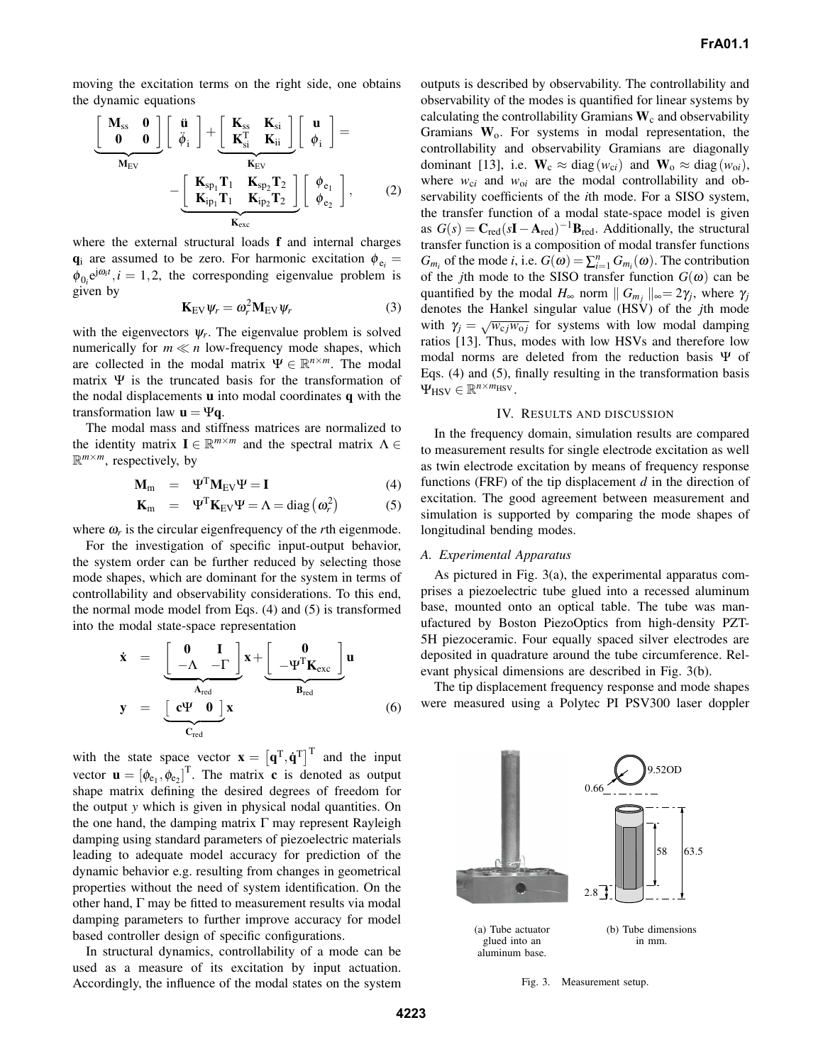moving the excitation terms on the right side, one obtains the dynamic equations

$$\underbrace{\begin{bmatrix} \mathbf{M}_{\mathrm{ss}} & \mathbf{0} \\ \mathbf{0} & \mathbf{0} \end{bmatrix}}_{\mathbf{M}_{\mathrm{EV}}} \begin{bmatrix} \ddot{\mathbf{u}} \\ \ddot{\phi}_{\mathrm{i}} \end{bmatrix} + \underbrace{\begin{bmatrix} \mathbf{K}_{\mathrm{ss}} & \mathbf{K}_{\mathrm{si}} \\ \mathbf{K}_{\mathrm{si}}^{\mathrm{T}} & \mathbf{K}_{\mathrm{ii}} \end{bmatrix}}_{\mathbf{K}_{\mathrm{EV}}} \begin{bmatrix} \mathbf{u} \\ \phi_{\mathrm{i}} \end{bmatrix} = - \underbrace{\begin{bmatrix} \mathbf{K}_{\mathrm{sp}_1}\mathbf{T}_1 & \mathbf{K}_{\mathrm{sp}_2}\mathbf{T}_2 \\ \mathbf{K}_{\mathrm{ip}_1}\mathbf{T}_1 & \mathbf{K}_{\mathrm{ip}_2}\mathbf{T}_2 \end{bmatrix}}_{\mathbf{K}_{\mathrm{exc}}} \begin{bmatrix} \phi_{\mathrm{e}_1} \\ \phi_{\mathrm{e}_2} \end{bmatrix}, \tag{2}$$

where the external structural loads $\mathbf{f}$ and internal charges $\mathbf{q}_{\mathrm{i}}$ are assumed to be zero. For harmonic excitation $\phi_{\mathrm{e}_i} = \phi_{0_i} e^{\mathrm{j}\omega_i t}, i = 1,2$, the corresponding eigenvalue problem is given by

$$\mathbf{K}_{\mathrm{EV}} \psi_r = \omega_r^2 \mathbf{M}_{\mathrm{EV}} \psi_r \tag{3}$$

with the eigenvectors $\psi_r$. The eigenvalue problem is solved numerically for $m \ll n$ low-frequency mode shapes, which are collected in the modal matrix $\Psi \in \mathbb{R}^{n \times m}$. The modal matrix $\Psi$ is the truncated basis for the transformation of the nodal displacements $\mathbf{u}$ into modal coordinates $\mathbf{q}$ with the transformation law $\mathbf{u} = \Psi \mathbf{q}$.

The modal mass and stiffness matrices are normalized to the identity matrix $\mathbf{I} \in \mathbb{R}^{m \times m}$ and the spectral matrix $\Lambda \in \mathbb{R}^{m \times m}$, respectively, by

$$\mathbf{M}_{\mathrm{m}} = \Psi^{\mathrm{T}} \mathbf{M}_{\mathrm{EV}} \Psi = \mathbf{I} \tag{4}$$

$$\mathbf{K}_{\mathrm{m}} = \Psi^{\mathrm{T}} \mathbf{K}_{\mathrm{EV}} \Psi = \Lambda = \mathrm{diag}\left(\omega_r^2\right) \tag{5}$$

where $\omega_r$ is the circular eigenfrequency of the $r$th eigenmode.

For the investigation of specific input-output behavior, the system order can be further reduced by selecting those mode shapes, which are dominant for the system in terms of controllability and observability considerations. To this end, the normal mode model from Eqs. (4) and (5) is transformed into the modal state-space representation

$$\begin{aligned} \dot{\mathbf{x}} &= \underbrace{\begin{bmatrix} \mathbf{0} & \mathbf{I} \\ -\Lambda & -\Gamma \end{bmatrix}}_{\mathbf{A}_{\mathrm{red}}} \mathbf{x} + \underbrace{\begin{bmatrix} \mathbf{0} \\ -\Psi^{\mathrm{T}} \mathbf{K}_{\mathrm{exc}} \end{bmatrix}}_{\mathbf{B}_{\mathrm{red}}} \mathbf{u} \\ \mathbf{y} &= \underbrace{\begin{bmatrix} \mathbf{c}\Psi & \mathbf{0} \end{bmatrix}}_{\mathbf{C}_{\mathrm{red}}} \mathbf{x} \end{aligned} \tag{6}$$

with the state space vector $\mathbf{x} = \left[\mathbf{q}^{\mathrm{T}}, \dot{\mathbf{q}}^{\mathrm{T}}\right]^{\mathrm{T}}$ and the input vector $\mathbf{u} = \left[\phi_{\mathrm{e}_1}, \phi_{\mathrm{e}_2}\right]^{\mathrm{T}}$. The matrix $\mathbf{c}$ is denoted as output shape matrix defining the desired degrees of freedom for the output $y$ which is given in physical nodal quantities. On the one hand, the damping matrix $\Gamma$ may represent Rayleigh damping using standard parameters of piezoelectric materials leading to adequate model accuracy for prediction of the dynamic behavior e.g. resulting from changes in geometrical properties without the need of system identification. On the other hand, $\Gamma$ may be fitted to measurement results via modal damping parameters to further improve accuracy for model based controller design of specific configurations.

In structural dynamics, controllability of a mode can be used as a measure of its excitation by input actuation. Accordingly, the influence of the modal states on the system outputs is described by observability. The controllability and observability of the modes is quantified for linear systems by calculating the controllability Gramians $\mathbf{W}_{\mathrm{c}}$ and observability Gramians $\mathbf{W}_{\mathrm{o}}$. For systems in modal representation, the controllability and observability Gramians are diagonally dominant [13], i.e. $\mathbf{W}_{\mathrm{c}} \approx \mathrm{diag}(w_{\mathrm{c}i})$ and $\mathbf{W}_{\mathrm{o}} \approx \mathrm{diag}(w_{\mathrm{o}i})$, where $w_{\mathrm{c}i}$ and $w_{\mathrm{o}i}$ are the modal controllability and observability coefficients of the $i$th mode. For a SISO system, the transfer function of a modal state-space model is given as $G(s) = \mathbf{C}_{\mathrm{red}}(s\mathbf{I} - \mathbf{A}_{\mathrm{red}})^{-1}\mathbf{B}_{\mathrm{red}}$. Additionally, the structural transfer function is a composition of modal transfer functions $G_{m_i}$ of the mode $i$, i.e. $G(\omega) = \sum_{i=1}^{n} G_{m_i}(\omega)$. The contribution of the $j$th mode to the SISO transfer function $G(\omega)$ can be quantified by the modal $H_\infty$ norm $\| G_{m_j} \|_\infty = 2\gamma_j$, where $\gamma_j$ denotes the Hankel singular value (HSV) of the $j$th mode with $\gamma_j = \sqrt{w_{\mathrm{c}j} w_{\mathrm{o}j}}$ for systems with low modal damping ratios [13]. Thus, modes with low HSVs and therefore low modal norms are deleted from the reduction basis $\Psi$ of Eqs. (4) and (5), finally resulting in the transformation basis $\Psi_{\mathrm{HSV}} \in \mathbb{R}^{n \times m_{\mathrm{HSV}}}$.

## IV. Results and Discussion

In the frequency domain, simulation results are compared to measurement results for single electrode excitation as well as twin electrode excitation by means of frequency response functions (FRF) of the tip displacement $d$ in the direction of excitation. The good agreement between measurement and simulation is supported by comparing the mode shapes of longitudinal bending modes.

### A. Experimental Apparatus

As pictured in Fig. 3(a), the experimental apparatus comprises a piezoelectric tube glued into a recessed aluminum base, mounted onto an optical table. The tube was manufactured by Boston PiezoOptics from high-density PZT-5H piezoceramic. Four equally spaced silver electrodes are deposited in quadrature around the tube circumference. Relevant physical dimensions are described in Fig. 3(b).

The tip displacement frequency response and mode shapes were measured using a Polytec PI PSV300 laser doppler

(a) Tube actuator glued into an aluminum base.

(b) Tube dimensions in mm.

Fig. 3. Measurement setup.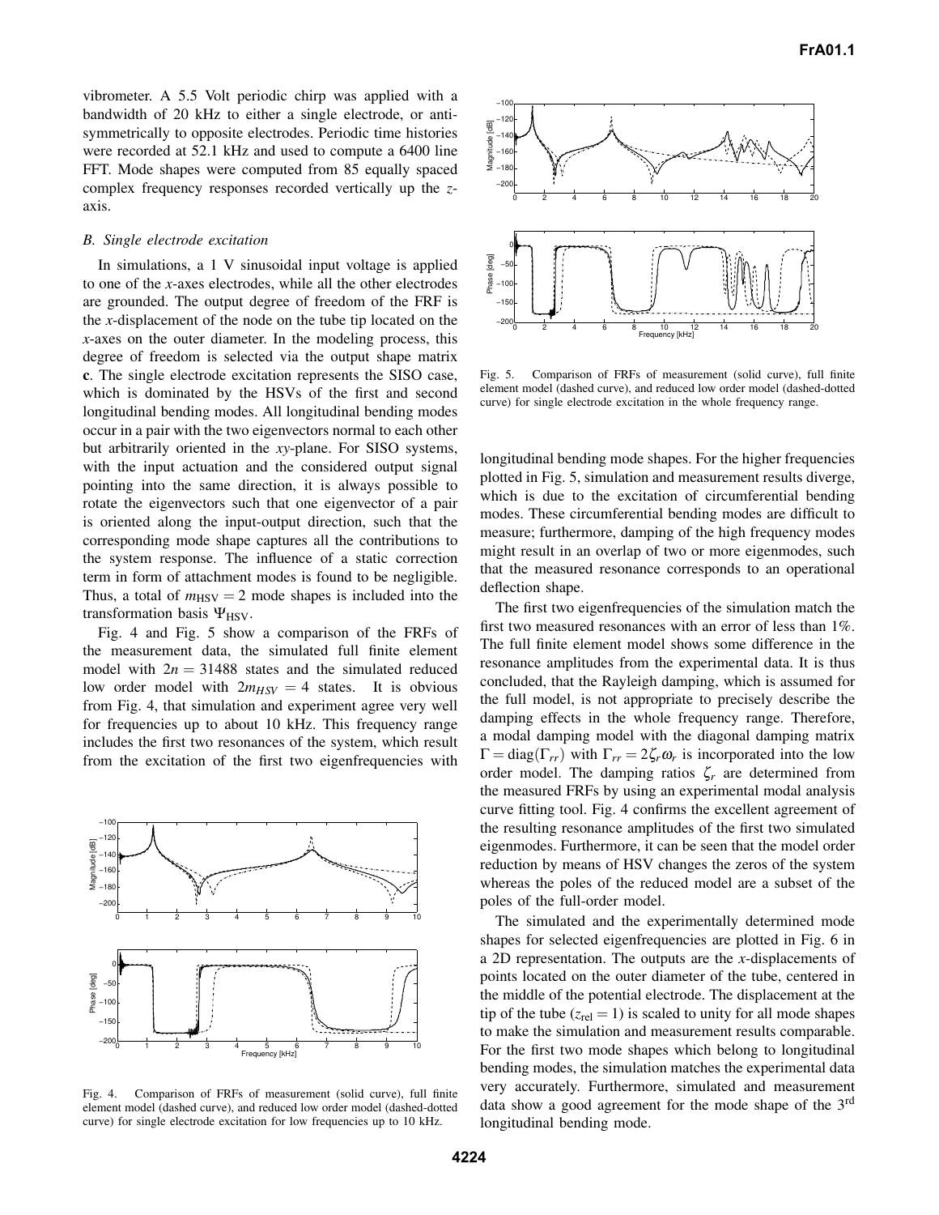vibrometer. A 5.5 Volt periodic chirp was applied with a bandwidth of 20 kHz to either a single electrode, or anti-symmetrically to opposite electrodes. Periodic time histories were recorded at 52.1 kHz and used to compute a 6400 line FFT. Mode shapes were computed from 85 equally spaced complex frequency responses recorded vertically up the $z$-axis.

### B. Single electrode excitation

In simulations, a 1 V sinusoidal input voltage is applied to one of the $x$-axes electrodes, while all the other electrodes are grounded. The output degree of freedom of the FRF is the $x$-displacement of the node on the tube tip located on the $x$-axes on the outer diameter. In the modeling process, this degree of freedom is selected via the output shape matrix $\mathbf{c}$. The single electrode excitation represents the SISO case, which is dominated by the HSVs of the first and second longitudinal bending modes. All longitudinal bending modes occur in a pair with the two eigenvectors normal to each other but arbitrarily oriented in the $xy$-plane. For SISO systems, with the input actuation and the considered output signal pointing into the same direction, it is always possible to rotate the eigenvectors such that one eigenvector of a pair is oriented along the input-output direction, such that the corresponding mode shape captures all the contributions to the system response. The influence of a static correction term in form of attachment modes is found to be negligible. Thus, a total of $m_{\text{HSV}} = 2$ mode shapes is included into the transformation basis $\Psi_{\text{HSV}}$.

Fig. 4 and Fig. 5 show a comparison of the FRFs of the measurement data, the simulated full finite element model with $2n = 31488$ states and the simulated reduced low order model with $2m_{HSV} = 4$ states. It is obvious from Fig. 4, that simulation and experiment agree very well for frequencies up to about 10 kHz. This frequency range includes the first two resonances of the system, which result from the excitation of the first two eigenfrequencies with longitudinal bending mode shapes. For the higher frequencies plotted in Fig. 5, simulation and measurement results diverge, which is due to the excitation of circumferential bending modes. These circumferential bending modes are difficult to measure; furthermore, damping of the high frequency modes might result in an overlap of two or more eigenmodes, such that the measured resonance corresponds to an operational deflection shape.

Fig. 4. Comparison of FRFs of measurement (solid curve), full finite element model (dashed curve), and reduced low order model (dashed-dotted curve) for single electrode excitation for low frequencies up to 10 kHz.

Fig. 5. Comparison of FRFs of measurement (solid curve), full finite element model (dashed curve), and reduced low order model (dashed-dotted curve) for single electrode excitation in the whole frequency range.

The first two eigenfrequencies of the simulation match the first two measured resonances with an error of less than 1%. The full finite element model shows some difference in the resonance amplitudes from the experimental data. It is thus concluded, that the Rayleigh damping, which is assumed for the full model, is not appropriate to precisely describe the damping effects in the whole frequency range. Therefore, a modal damping model with the diagonal damping matrix $\Gamma = \text{diag}(\Gamma_{rr})$ with $\Gamma_{rr} = 2\zeta_r\omega_r$ is incorporated into the low order model. The damping ratios $\zeta_r$ are determined from the measured FRFs by using an experimental modal analysis curve fitting tool. Fig. 4 confirms the excellent agreement of the resulting resonance amplitudes of the first two simulated eigenmodes. Furthermore, it can be seen that the model order reduction by means of HSV changes the zeros of the system whereas the poles of the reduced model are a subset of the poles of the full-order model.

The simulated and the experimentally determined mode shapes for selected eigenfrequencies are plotted in Fig. 6 in a 2D representation. The outputs are the $x$-displacements of points located on the outer diameter of the tube, centered in the middle of the potential electrode. The displacement at the tip of the tube ($z_{\text{rel}} = 1$) is scaled to unity for all mode shapes to make the simulation and measurement results comparable. For the first two mode shapes which belong to longitudinal bending modes, the simulation matches the experimental data very accurately. Furthermore, simulated and measurement data show a good agreement for the mode shape of the 3rd longitudinal bending mode.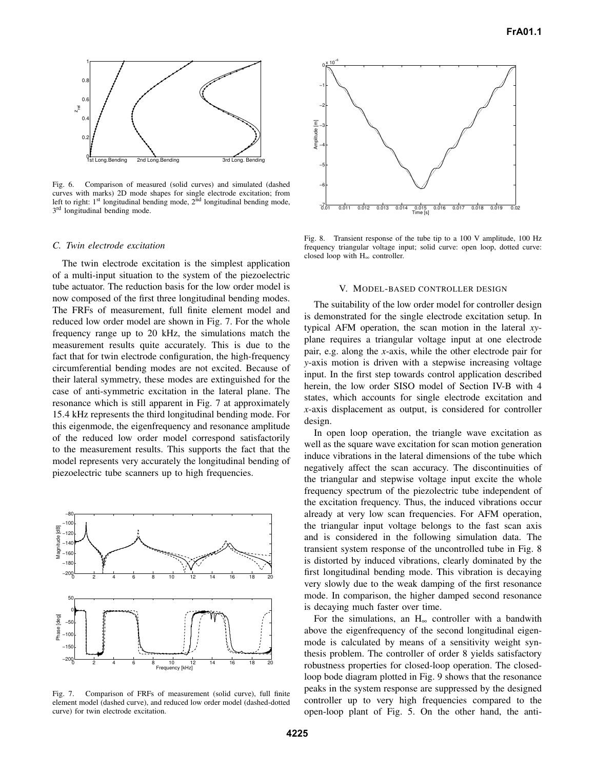Fig. 6. Comparison of measured (solid curves) and simulated (dashed curves with marks) 2D mode shapes for single electrode excitation; from left to right: 1st longitudinal bending mode, 2nd longitudinal bending mode, 3rd longitudinal bending mode.

### *C. Twin electrode excitation*

The twin electrode excitation is the simplest application of a multi-input situation to the system of the piezoelectric tube actuator. The reduction basis for the low order model is now composed of the first three longitudinal bending modes. The FRFs of measurement, full finite element model and reduced low order model are shown in Fig. 7. For the whole frequency range up to 20 kHz, the simulations match the measurement results quite accurately. This is due to the fact that for twin electrode configuration, the high-frequency circumferential bending modes are not excited. Because of their lateral symmetry, these modes are extinguished for the case of anti-symmetric excitation in the lateral plane. The resonance which is still apparent in Fig. 7 at approximately 15.4 kHz represents the third longitudinal bending mode. For this eigenmode, the eigenfrequency and resonance amplitude of the reduced low order model correspond satisfactorily to the measurement results. This supports the fact that the model represents very accurately the longitudinal bending of piezoelectric tube scanners up to high frequencies.

Fig. 7. Comparison of FRFs of measurement (solid curve), full finite element model (dashed curve), and reduced low order model (dashed-dotted curve) for twin electrode excitation.

Fig. 8. Transient response of the tube tip to a 100 V amplitude, 100 Hz frequency triangular voltage input; solid curve: open loop, dotted curve: closed loop with $H_\infty$ controller.

## V. MODEL-BASED CONTROLLER DESIGN

The suitability of the low order model for controller design is demonstrated for the single electrode excitation setup. In typical AFM operation, the scan motion in the lateral *xy*-plane requires a triangular voltage input at one electrode pair, e.g. along the *x*-axis, while the other electrode pair for *y*-axis motion is driven with a stepwise increasing voltage input. In the first step towards control application described herein, the low order SISO model of Section IV-B with 4 states, which accounts for single electrode excitation and *x*-axis displacement as output, is considered for controller design.

In open loop operation, the triangle wave excitation as well as the square wave excitation for scan motion generation induce vibrations in the lateral dimensions of the tube which negatively affect the scan accuracy. The discontinuities of the triangular and stepwise voltage input excite the whole frequency spectrum of the piezolectric tube independent of the excitation frequency. Thus, the induced vibrations occur already at very low scan frequencies. For AFM operation, the triangular input voltage belongs to the fast scan axis and is considered in the following simulation data. The transient system response of the uncontrolled tube in Fig. 8 is distorted by induced vibrations, clearly dominated by the first longitudinal bending mode. This vibration is decaying very slowly due to the weak damping of the first resonance mode. In comparison, the higher damped second resonance is decaying much faster over time.

For the simulations, an $H_\infty$ controller with a bandwith above the eigenfrequency of the second longitudinal eigenmode is calculated by means of a sensitivity weight synthesis problem. The controller of order 8 yields satisfactory robustness properties for closed-loop operation. The closed-loop bode diagram plotted in Fig. 9 shows that the resonance peaks in the system response are suppressed by the designed controller up to very high frequencies compared to the open-loop plant of Fig. 5. On the other hand, the anti-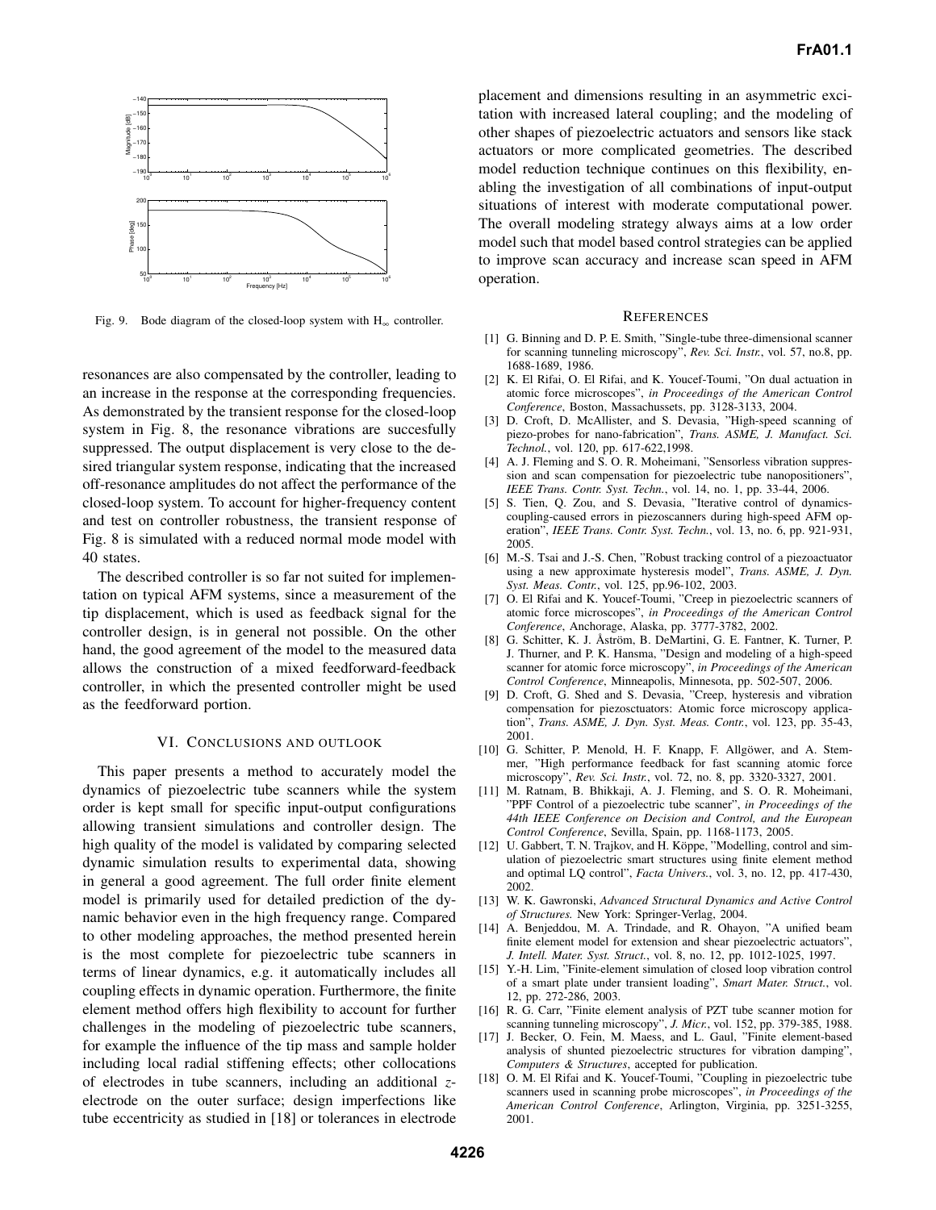−140
−150
−160
−170
−180
−190
Magnitude [dB]
$10^0$ $10^1$ $10^2$ $10^3$ $10^4$ $10^5$ $10^6$

200
150
100
50
Phase [deg]
$10^0$ $10^1$ $10^2$ $10^3$ $10^4$ $10^5$ $10^6$
Frequency [Hz]

Fig. 9. Bode diagram of the closed-loop system with $H_\infty$ controller.

resonances are also compensated by the controller, leading to an increase in the response at the corresponding frequencies. As demonstrated by the transient response for the closed-loop system in Fig. 8, the resonance vibrations are succesfully suppressed. The output displacement is very close to the desired triangular system response, indicating that the increased off-resonance amplitudes do not affect the performance of the closed-loop system. To account for higher-frequency content and test on controller robustness, the transient response of Fig. 8 is simulated with a reduced normal mode model with 40 states.

The described controller is so far not suited for implementation on typical AFM systems, since a measurement of the tip displacement, which is used as feedback signal for the controller design, is in general not possible. On the other hand, the good agreement of the model to the measured data allows the construction of a mixed feedforward-feedback controller, in which the presented controller might be used as the feedforward portion.

## VI. Conclusions and Outlook

This paper presents a method to accurately model the dynamics of piezoelectric tube scanners while the system order is kept small for specific input-output configurations allowing transient simulations and controller design. The high quality of the model is validated by comparing selected dynamic simulation results to experimental data, showing in general a good agreement. The full order finite element model is primarily used for detailed prediction of the dynamic behavior even in the high frequency range. Compared to other modeling approaches, the method presented herein is the most complete for piezoelectric tube scanners in terms of linear dynamics, e.g. it automatically includes all coupling effects in dynamic operation. Furthermore, the finite element method offers high flexibility to account for further challenges in the modeling of piezoelectric tube scanners, for example the influence of the tip mass and sample holder including local radial stiffening effects; other collocations of electrodes in tube scanners, including an additional $z$-electrode on the outer surface; design imperfections like tube eccentricity as studied in [18] or tolerances in electrode placement and dimensions resulting in an asymmetric excitation with increased lateral coupling; and the modeling of other shapes of piezoelectric actuators and sensors like stack actuators or more complicated geometries. The described model reduction technique continues on this flexibility, enabling the investigation of all combinations of input-output situations of interest with moderate computational power. The overall modeling strategy always aims at a low order model such that model based control strategies can be applied to improve scan accuracy and increase scan speed in AFM operation.

## References

[1] G. Binning and D. P. E. Smith, "Single-tube three-dimensional scanner for scanning tunneling microscopy", *Rev. Sci. Instr.*, vol. 57, no.8, pp. 1688-1689, 1986.

[2] K. El Rifai, O. El Rifai, and K. Youcef-Toumi, "On dual actuation in atomic force microscopes", *in Proceedings of the American Control Conference*, Boston, Massachussets, pp. 3128-3133, 2004.

[3] D. Croft, D. McAllister, and S. Devasia, "High-speed scanning of piezo-probes for nano-fabrication", *Trans. ASME, J. Manufact. Sci. Technol.*, vol. 120, pp. 617-622,1998.

[4] A. J. Fleming and S. O. R. Moheimani, "Sensorless vibration suppression and scan compensation for piezoelectric tube nanopositioners", *IEEE Trans. Contr. Syst. Techn.*, vol. 14, no. 1, pp. 33-44, 2006.

[5] S. Tien, Q. Zou, and S. Devasia, "Iterative control of dynamics-coupling-caused errors in piezoscanners during high-speed AFM operation", *IEEE Trans. Contr. Syst. Techn.*, vol. 13, no. 6, pp. 921-931, 2005.

[6] M.-S. Tsai and J.-S. Chen, "Robust tracking control of a piezoactuator using a new approximate hysteresis model", *Trans. ASME, J. Dyn. Syst. Meas. Contr.*, vol. 125, pp.96-102, 2003.

[7] O. El Rifai and K. Youcef-Toumi, "Creep in piezoelectric scanners of atomic force microscopes", *in Proceedings of the American Control Conference*, Anchorage, Alaska, pp. 3777-3782, 2002.

[8] G. Schitter, K. J. Åström, B. DeMartini, G. E. Fantner, K. Turner, P. J. Thurner, and P. K. Hansma, "Design and modeling of a high-speed scanner for atomic force microscopy", *in Proceedings of the American Control Conference*, Minneapolis, Minnesota, pp. 502-507, 2006.

[9] D. Croft, G. Shed and S. Devasia, "Creep, hysteresis and vibration compensation for piezosctuators: Atomic force microscopy application", *Trans. ASME, J. Dyn. Syst. Meas. Contr.*, vol. 123, pp. 35-43, 2001.

[10] G. Schitter, P. Menold, H. F. Knapp, F. Allgöwer, and A. Stemmer, "High performance feedback for fast scanning atomic force microscopy", *Rev. Sci. Instr.*, vol. 72, no. 8, pp. 3320-3327, 2001.

[11] M. Ratnam, B. Bhikkaji, A. J. Fleming, and S. O. R. Moheimani, "PPF Control of a piezoelectric tube scanner", *in Proceedings of the 44th IEEE Conference on Decision and Control, and the European Control Conference*, Sevilla, Spain, pp. 1168-1173, 2005.

[12] U. Gabbert, T. N. Trajkov, and H. Köppe, "Modelling, control and simulation of piezoelectric smart structures using finite element method and optimal LQ control", *Facta Univers.*, vol. 3, no. 12, pp. 417-430, 2002.

[13] W. K. Gawronski, *Advanced Structural Dynamics and Active Control of Structures.* New York: Springer-Verlag, 2004.

[14] A. Benjeddou, M. A. Trindade, and R. Ohayon, "A unified beam finite element model for extension and shear piezoelectric actuators", *J. Intell. Mater. Syst. Struct.*, vol. 8, no. 12, pp. 1012-1025, 1997.

[15] Y.-H. Lim, "Finite-element simulation of closed loop vibration control of a smart plate under transient loading", *Smart Mater. Struct.*, vol. 12, pp. 272-286, 2003.

[16] R. G. Carr, "Finite element analysis of PZT tube scanner motion for scanning tunneling microscopy", *J. Micr.*, vol. 152, pp. 379-385, 1988.

[17] J. Becker, O. Fein, M. Maess, and L. Gaul, "Finite element-based analysis of shunted piezoelectric structures for vibration damping", *Computers & Structures*, accepted for publication.

[18] O. M. El Rifai and K. Youcef-Toumi, "Coupling in piezoelectric tube scanners used in scanning probe microscopes", *in Proceedings of the American Control Conference*, Arlington, Virginia, pp. 3251-3255, 2001.